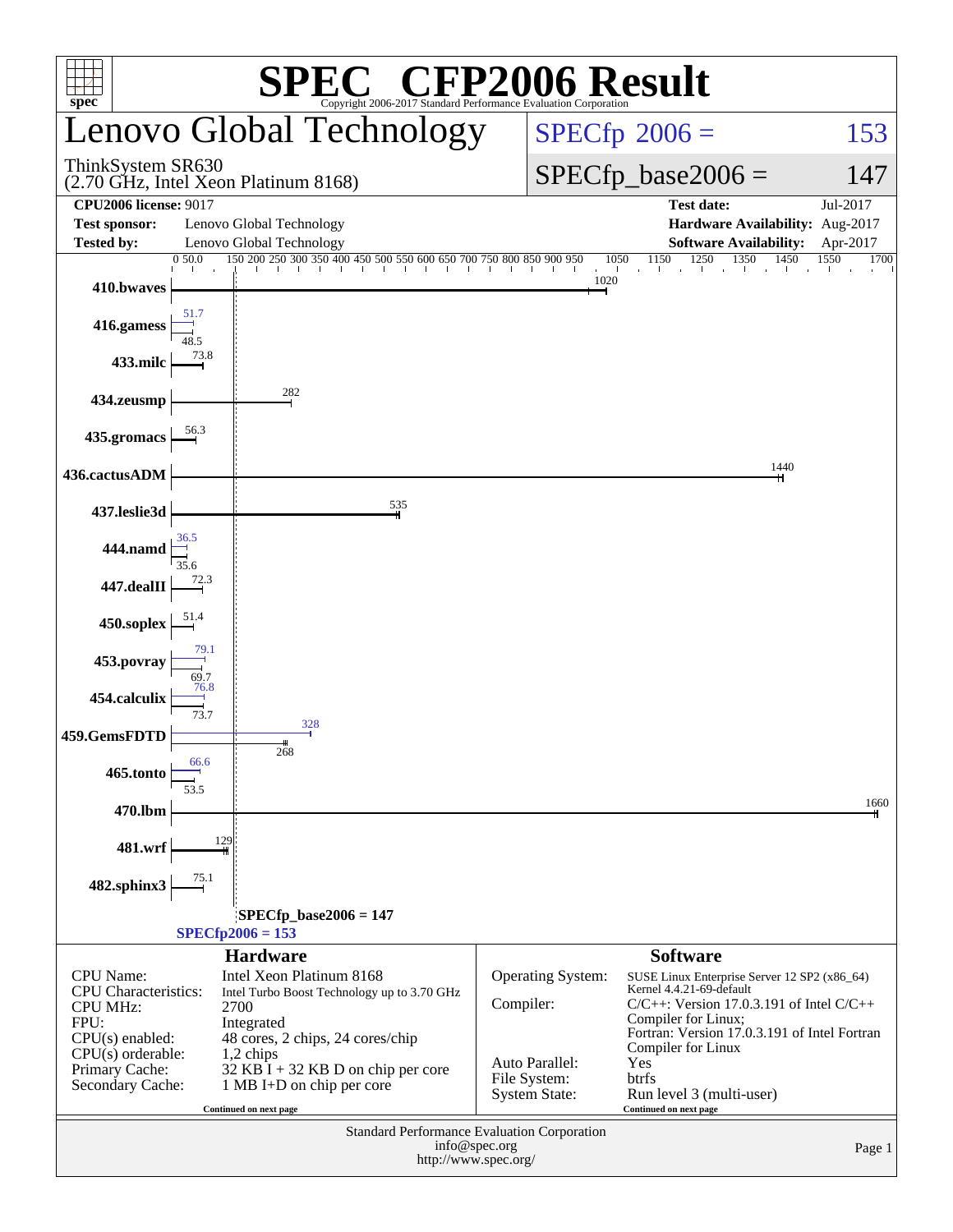# SPEC CFP2006 Result

Copyright 2006-2017 Standard Performance Evaluation Corporation

## Lenovo Global Technology

ThinkSystem SR630
(2.70 GHz, Intel Xeon Platinum 8168)

**SPECfp 2006 = 153**

**SPECfp_base2006 = 147**

| | | | |
|---|---|---|---|
| **CPU2006 license:** 9017 | | **Test date:** | Jul-2017 |
| **Test sponsor:** | Lenovo Global Technology | **Hardware Availability:** | Aug-2017 |
| **Tested by:** | Lenovo Global Technology | **Software Availability:** | Apr-2017 |

| Benchmark | Peak | Base |
|---|---|---|
| 410.bwaves | | 1020 |
| 416.gamess | 51.7 | 48.5 |
| 433.milc | | 73.8 |
| 434.zeusmp | | 282 |
| 435.gromacs | | 56.3 |
| 436.cactusADM | | 1440 |
| 437.leslie3d | | 535 |
| 444.namd | 36.5 | 35.6 |
| 447.dealII | | 72.3 |
| 450.soplex | | 51.4 |
| 453.povray | 79.1 | 69.7 |
| 454.calculix | 76.8 | 73.7 |
| 459.GemsFDTD | 328 | 268 |
| 465.tonto | 66.6 | 53.5 |
| 470.lbm | | 1660 |
| 481.wrf | | 129 |
| 482.sphinx3 | | 75.1 |

SPECfp_base2006 = 147
SPECfp2006 = 153

### Hardware

| | |
|---|---|
| CPU Name: | Intel Xeon Platinum 8168 |
| CPU Characteristics: | Intel Turbo Boost Technology up to 3.70 GHz |
| CPU MHz: | 2700 |
| FPU: | Integrated |
| CPU(s) enabled: | 48 cores, 2 chips, 24 cores/chip |
| CPU(s) orderable: | 1,2 chips |
| Primary Cache: | 32 KB I + 32 KB D on chip per core |
| Secondary Cache: | 1 MB I+D on chip per core |

Continued on next page

### Software

| | |
|---|---|
| Operating System: | SUSE Linux Enterprise Server 12 SP2 (x86_64) Kernel 4.4.21-69-default |
| Compiler: | C/C++: Version 17.0.3.191 of Intel C/C++ Compiler for Linux; Fortran: Version 17.0.3.191 of Intel Fortran Compiler for Linux |
| Auto Parallel: | Yes |
| File System: | btrfs |
| System State: | Run level 3 (multi-user) |

Continued on next page

Standard Performance Evaluation Corporation
info@spec.org
http://www.spec.org/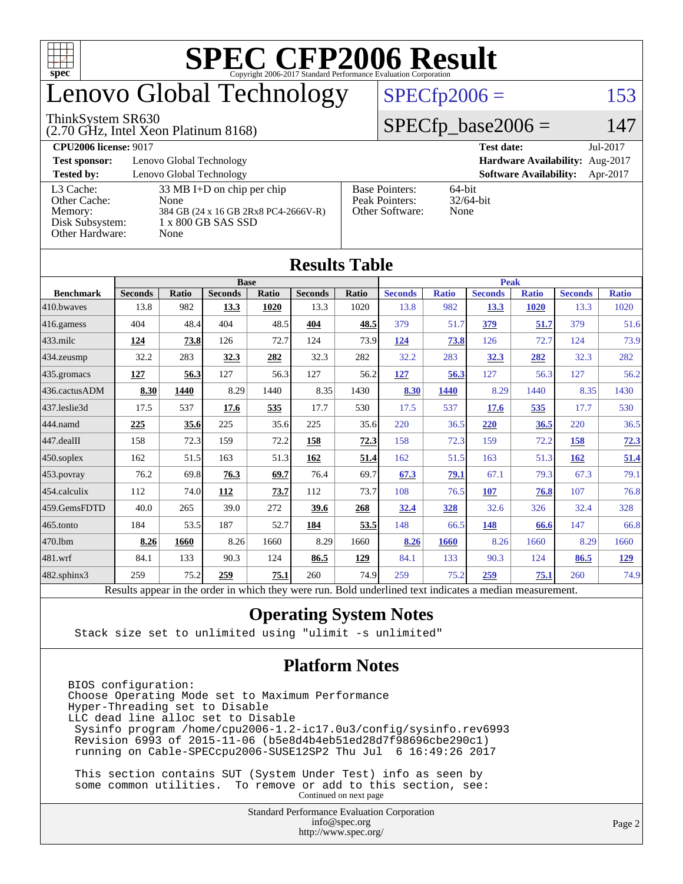# SPEC CFP2006 Result

Copyright 2006-2017 Standard Performance Evaluation Corporation

## Lenovo Global Technology

ThinkSystem SR630
(2.70 GHz, Intel Xeon Platinum 8168)

SPECfp2006 = 153

SPECfp_base2006 = 147

| | | | |
|---|---|---|---|
| **CPU2006 license:** 9017 | | **Test date:** | Jul-2017 |
| **Test sponsor:** | Lenovo Global Technology | **Hardware Availability:** | Aug-2017 |
| **Tested by:** | Lenovo Global Technology | **Software Availability:** | Apr-2017 |

| | | | |
|---|---|---|---|
| L3 Cache: | 33 MB I+D on chip per chip | Base Pointers: | 64-bit |
| Other Cache: | None | Peak Pointers: | 32/64-bit |
| Memory: | 384 GB (24 x 16 GB 2Rx8 PC4-2666V-R) | Other Software: | None |
| Disk Subsystem: | 1 x 800 GB SAS SSD | | |
| Other Hardware: | None | | |

## Results Table

| | Base | | | | | | Peak | | | | | |
|---|---|---|---|---|---|---|---|---|---|---|---|---|
| **Benchmark** | **Seconds** | **Ratio** | **Seconds** | **Ratio** | **Seconds** | **Ratio** | **Seconds** | **Ratio** | **Seconds** | **Ratio** | **Seconds** | **Ratio** |
| 410.bwaves | 13.8 | 982 | **13.3** | **1020** | 13.3 | 1020 | 13.8 | 982 | **13.3** | **1020** | 13.3 | 1020 |
| 416.gamess | 404 | 48.4 | 404 | 48.5 | **404** | **48.5** | 379 | 51.7 | **379** | **51.7** | 379 | 51.6 |
| 433.milc | **124** | **73.8** | 126 | 72.7 | 124 | 73.9 | **124** | **73.8** | 126 | 72.7 | 124 | 73.9 |
| 434.zeusmp | 32.2 | 283 | **32.3** | **282** | 32.3 | 282 | 32.2 | 283 | **32.3** | **282** | 32.3 | 282 |
| 435.gromacs | **127** | **56.3** | 127 | 56.3 | 127 | 56.2 | **127** | **56.3** | 127 | 56.3 | 127 | 56.2 |
| 436.cactusADM | **8.30** | **1440** | 8.29 | 1440 | 8.35 | 1430 | **8.30** | **1440** | 8.29 | 1440 | 8.35 | 1430 |
| 437.leslie3d | 17.5 | 537 | **17.6** | **535** | 17.7 | 530 | 17.5 | 537 | **17.6** | **535** | 17.7 | 530 |
| 444.namd | **225** | **35.6** | 225 | 35.6 | 225 | 35.6 | 220 | 36.5 | **220** | **36.5** | 220 | 36.5 |
| 447.dealII | 158 | 72.3 | 159 | 72.2 | **158** | **72.3** | 158 | 72.3 | 159 | 72.2 | **158** | **72.3** |
| 450.soplex | 162 | 51.5 | 163 | 51.3 | **162** | **51.4** | 162 | 51.5 | 163 | 51.3 | **162** | **51.4** |
| 453.povray | 76.2 | 69.8 | **76.3** | **69.7** | 76.4 | 69.7 | **67.3** | **79.1** | 67.1 | 79.3 | 67.3 | 79.1 |
| 454.calculix | 112 | 74.0 | **112** | **73.7** | 112 | 73.7 | 108 | 76.5 | **107** | **76.8** | 107 | 76.8 |
| 459.GemsFDTD | 40.0 | 265 | 39.0 | 272 | **39.6** | **268** | **32.4** | **328** | 32.6 | 326 | 32.4 | 328 |
| 465.tonto | 184 | 53.5 | 187 | 52.7 | **184** | **53.5** | 148 | 66.5 | **148** | **66.6** | 147 | 66.8 |
| 470.lbm | **8.26** | **1660** | 8.26 | 1660 | 8.29 | 1660 | **8.26** | **1660** | 8.26 | 1660 | 8.29 | 1660 |
| 481.wrf | 84.1 | 133 | 90.3 | 124 | **86.5** | **129** | 84.1 | 133 | 90.3 | 124 | **86.5** | **129** |
| 482.sphinx3 | 259 | 75.2 | **259** | **75.1** | 260 | 74.9 | 259 | 75.2 | **259** | **75.1** | 260 | 74.9 |

Results appear in the order in which they were run. Bold underlined text indicates a median measurement.

## Operating System Notes

```
Stack size set to unlimited using "ulimit -s unlimited"
```

## Platform Notes

```
BIOS configuration:
Choose Operating Mode set to Maximum Performance
Hyper-Threading set to Disable
LLC dead line alloc set to Disable
 Sysinfo program /home/cpu2006-1.2-ic17.0u3/config/sysinfo.rev6993
 Revision 6993 of 2015-11-06 (b5e8d4b4eb51ed28d7f98696cbe290c1)
 running on Cable-SPECcpu2006-SUSE12SP2 Thu Jul  6 16:49:26 2017

 This section contains SUT (System Under Test) info as seen by
 some common utilities.  To remove or add to this section, see:
```

Continued on next page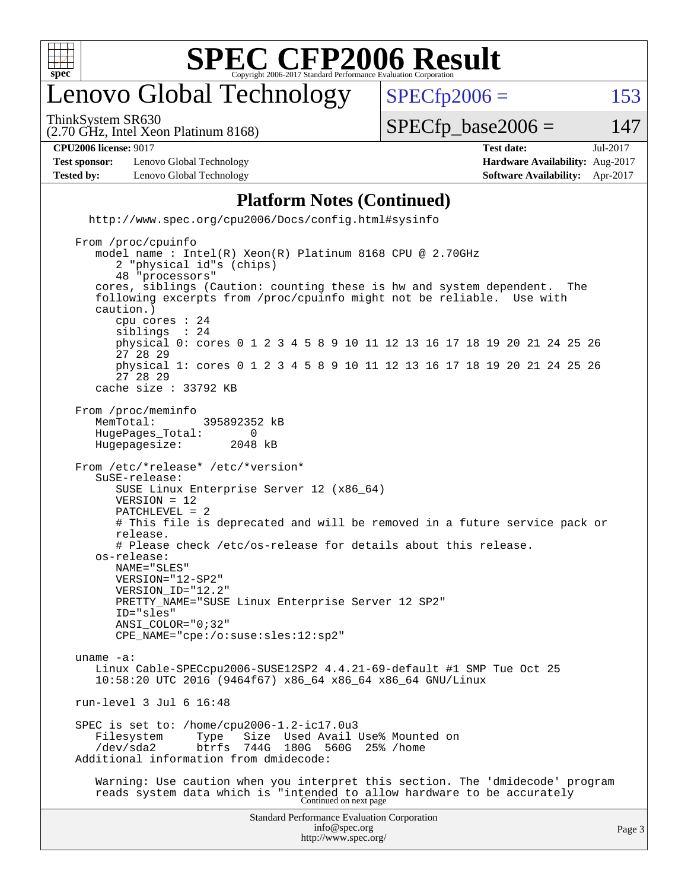# Lenovo Global Technology

ThinkSystem SR630
(2.70 GHz, Intel Xeon Platinum 8168)

SPECfp2006 = 153

SPECfp_base2006 = 147

**CPU2006 license:** 9017
**Test sponsor:** Lenovo Global Technology
**Tested by:** Lenovo Global Technology

**Test date:** Jul-2017
**Hardware Availability:** Aug-2017
**Software Availability:** Apr-2017

## Platform Notes (Continued)

```
  http://www.spec.org/cpu2006/Docs/config.html#sysinfo

From /proc/cpuinfo
   model name : Intel(R) Xeon(R) Platinum 8168 CPU @ 2.70GHz
      2 "physical id"s (chips)
      48 "processors"
   cores, siblings (Caution: counting these is hw and system dependent.  The
   following excerpts from /proc/cpuinfo might not be reliable.  Use with
   caution.)
      cpu cores : 24
      siblings  : 24
      physical 0: cores 0 1 2 3 4 5 8 9 10 11 12 13 16 17 18 19 20 21 24 25 26
      27 28 29
      physical 1: cores 0 1 2 3 4 5 8 9 10 11 12 13 16 17 18 19 20 21 24 25 26
      27 28 29
   cache size : 33792 KB

From /proc/meminfo
   MemTotal:       395892352 kB
   HugePages_Total:       0
   Hugepagesize:       2048 kB

From /etc/*release* /etc/*version*
   SuSE-release:
      SUSE Linux Enterprise Server 12 (x86_64)
      VERSION = 12
      PATCHLEVEL = 2
      # This file is deprecated and will be removed in a future service pack or
      release.
      # Please check /etc/os-release for details about this release.
   os-release:
      NAME="SLES"
      VERSION="12-SP2"
      VERSION_ID="12.2"
      PRETTY_NAME="SUSE Linux Enterprise Server 12 SP2"
      ID="sles"
      ANSI_COLOR="0;32"
      CPE_NAME="cpe:/o:suse:sles:12:sp2"

uname -a:
   Linux Cable-SPECcpu2006-SUSE12SP2 4.4.21-69-default #1 SMP Tue Oct 25
   10:58:20 UTC 2016 (9464f67) x86_64 x86_64 x86_64 GNU/Linux

run-level 3 Jul 6 16:48

SPEC is set to: /home/cpu2006-1.2-ic17.0u3
   Filesystem     Type   Size  Used Avail Use% Mounted on
   /dev/sda2      btrfs  744G  180G  560G  25% /home
Additional information from dmidecode:

   Warning: Use caution when you interpret this section. The 'dmidecode' program
   reads system data which is "intended to allow hardware to be accurately
```

Continued on next page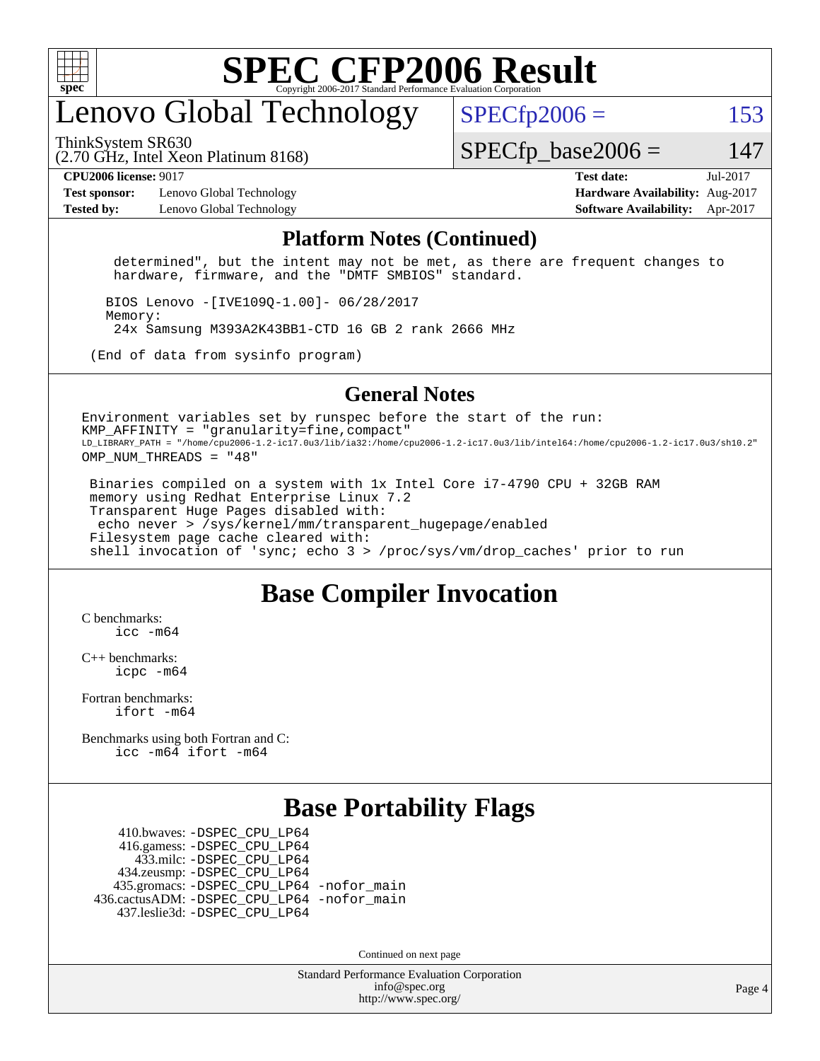# SPEC CFP2006 Result

Copyright 2006-2017 Standard Performance Evaluation Corporation

## Lenovo Global Technology

ThinkSystem SR630
(2.70 GHz, Intel Xeon Platinum 8168)

SPECfp2006 = 153

SPECfp_base2006 = 147

**CPU2006 license:** 9017
**Test sponsor:** Lenovo Global Technology
**Tested by:** Lenovo Global Technology

**Test date:** Jul-2017
**Hardware Availability:** Aug-2017
**Software Availability:** Apr-2017

## Platform Notes (Continued)

```
    determined", but the intent may not be met, as there are frequent changes to
    hardware, firmware, and the "DMTF SMBIOS" standard.

   BIOS Lenovo -[IVE109Q-1.00]- 06/28/2017
   Memory:
    24x Samsung M393A2K43BB1-CTD 16 GB 2 rank 2666 MHz

 (End of data from sysinfo program)
```

## General Notes

```
Environment variables set by runspec before the start of the run:
KMP_AFFINITY = "granularity=fine,compact"
LD_LIBRARY_PATH = "/home/cpu2006-1.2-ic17.0u3/lib/ia32:/home/cpu2006-1.2-ic17.0u3/lib/intel64:/home/cpu2006-1.2-ic17.0u3/sh10.2"
OMP_NUM_THREADS = "48"

 Binaries compiled on a system with 1x Intel Core i7-4790 CPU + 32GB RAM
 memory using Redhat Enterprise Linux 7.2
 Transparent Huge Pages disabled with:
  echo never > /sys/kernel/mm/transparent_hugepage/enabled
 Filesystem page cache cleared with:
 shell invocation of 'sync; echo 3 > /proc/sys/vm/drop_caches' prior to run
```

## Base Compiler Invocation

C benchmarks:
`icc -m64`

C++ benchmarks:
`icpc -m64`

Fortran benchmarks:
`ifort -m64`

Benchmarks using both Fortran and C:
`icc -m64 ifort -m64`

## Base Portability Flags

```
    410.bwaves: -DSPEC_CPU_LP64
    416.gamess: -DSPEC_CPU_LP64
      433.milc: -DSPEC_CPU_LP64
    434.zeusmp: -DSPEC_CPU_LP64
   435.gromacs: -DSPEC_CPU_LP64 -nofor_main
 436.cactusADM: -DSPEC_CPU_LP64 -nofor_main
   437.leslie3d: -DSPEC_CPU_LP64
```

Continued on next page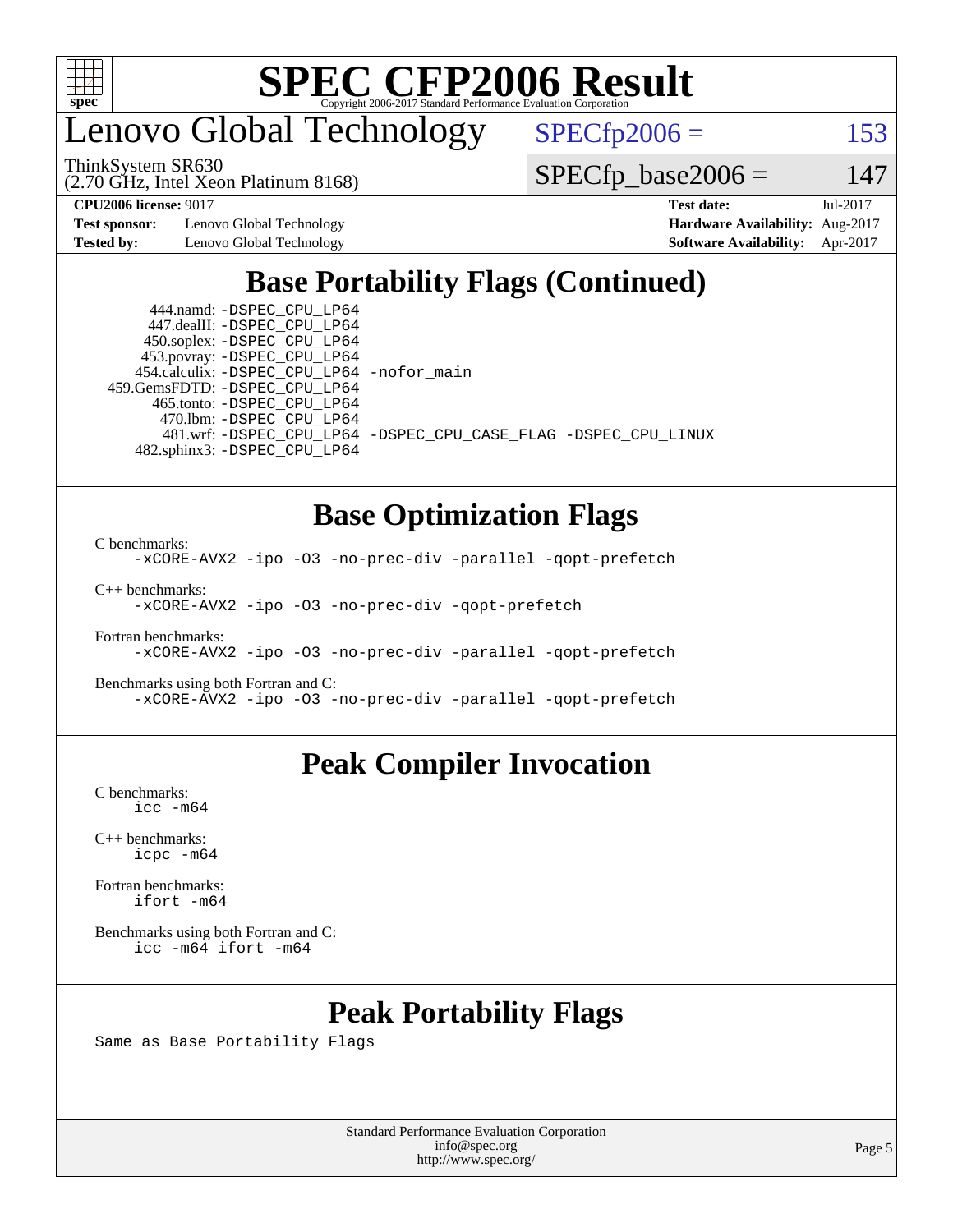# SPEC CFP2006 Result

## Lenovo Global Technology

ThinkSystem SR630
(2.70 GHz, Intel Xeon Platinum 8168)

SPECfp2006 = 153

SPECfp_base2006 = 147

| **CPU2006 license:** 9017 | | **Test date:** | Jul-2017 |
|---|---|---|---|
| **Test sponsor:** | Lenovo Global Technology | **Hardware Availability:** | Aug-2017 |
| **Tested by:** | Lenovo Global Technology | **Software Availability:** | Apr-2017 |

## Base Portability Flags (Continued)

```
      444.namd: -DSPEC_CPU_LP64
     447.dealII: -DSPEC_CPU_LP64
     450.soplex: -DSPEC_CPU_LP64
     453.povray: -DSPEC_CPU_LP64
   454.calculix: -DSPEC_CPU_LP64 -nofor_main
  459.GemsFDTD: -DSPEC_CPU_LP64
      465.tonto: -DSPEC_CPU_LP64
        470.lbm: -DSPEC_CPU_LP64
        481.wrf: -DSPEC_CPU_LP64 -DSPEC_CPU_CASE_FLAG -DSPEC_CPU_LINUX
    482.sphinx3: -DSPEC_CPU_LP64
```

## Base Optimization Flags

C benchmarks:
```
-xCORE-AVX2 -ipo -O3 -no-prec-div -parallel -qopt-prefetch
```

C++ benchmarks:
```
-xCORE-AVX2 -ipo -O3 -no-prec-div -qopt-prefetch
```

Fortran benchmarks:
```
-xCORE-AVX2 -ipo -O3 -no-prec-div -parallel -qopt-prefetch
```

Benchmarks using both Fortran and C:
```
-xCORE-AVX2 -ipo -O3 -no-prec-div -parallel -qopt-prefetch
```

## Peak Compiler Invocation

C benchmarks:
```
icc -m64
```

C++ benchmarks:
```
icpc -m64
```

Fortran benchmarks:
```
ifort -m64
```

Benchmarks using both Fortran and C:
```
icc -m64 ifort -m64
```

## Peak Portability Flags

Same as Base Portability Flags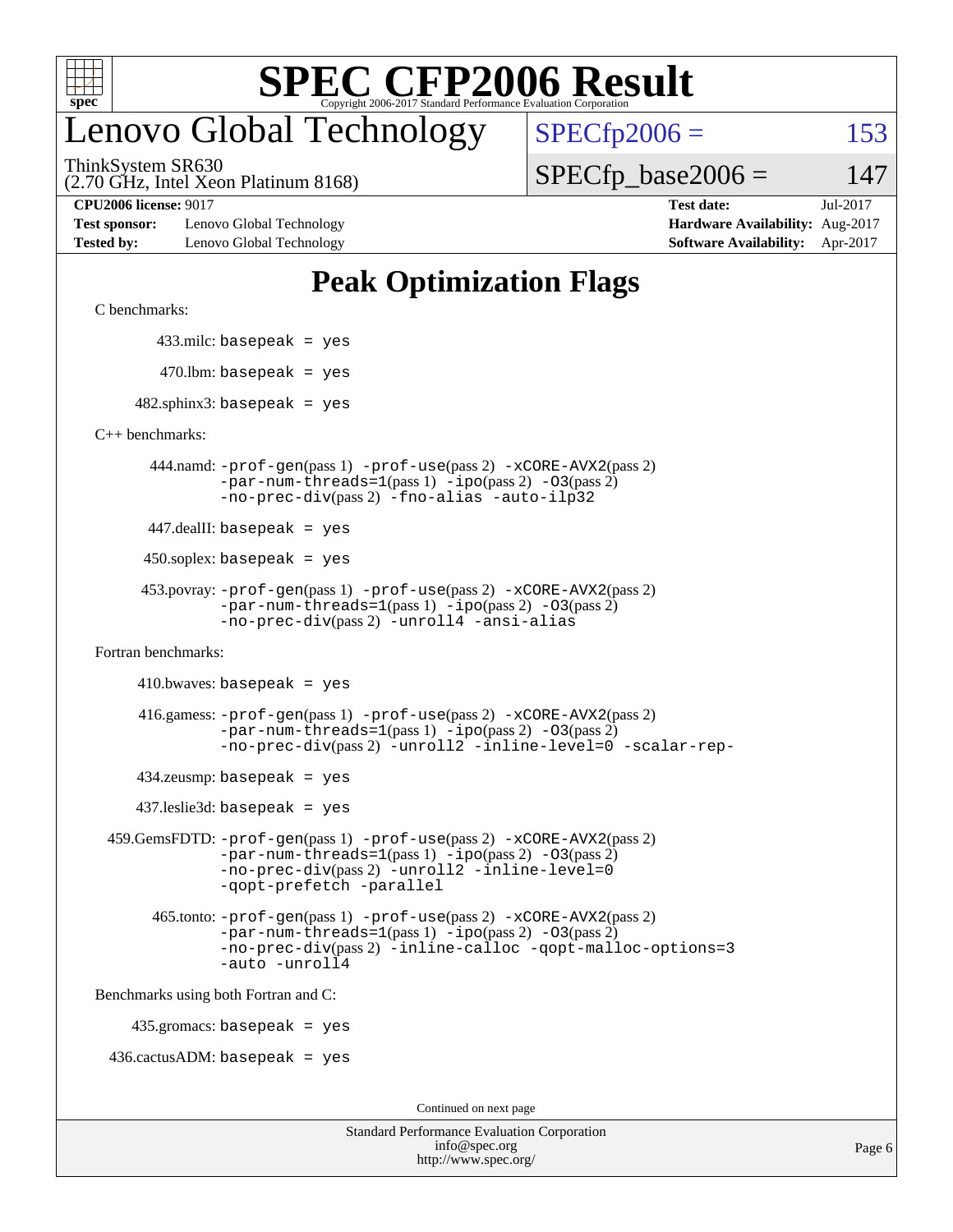# SPEC CFP2006 Result

Copyright 2006-2017 Standard Performance Evaluation Corporation

## Lenovo Global Technology

ThinkSystem SR630
(2.70 GHz, Intel Xeon Platinum 8168)

SPECfp2006 = 153

SPECfp_base2006 = 147

| | | | |
|---|---|---|---|
| **CPU2006 license:** 9017 | | **Test date:** | Jul-2017 |
| **Test sponsor:** | Lenovo Global Technology | **Hardware Availability:** | Aug-2017 |
| **Tested by:** | Lenovo Global Technology | **Software Availability:** | Apr-2017 |

## Peak Optimization Flags

C benchmarks:

433.milc: `basepeak = yes`

470.lbm: `basepeak = yes`

482.sphinx3: `basepeak = yes`

C++ benchmarks:

444.namd: `-prof-gen`(pass 1) `-prof-use`(pass 2) `-xCORE-AVX2`(pass 2) `-par-num-threads=1`(pass 1) `-ipo`(pass 2) `-O3`(pass 2) `-no-prec-div`(pass 2) `-fno-alias` `-auto-ilp32`

447.dealII: `basepeak = yes`

450.soplex: `basepeak = yes`

453.povray: `-prof-gen`(pass 1) `-prof-use`(pass 2) `-xCORE-AVX2`(pass 2) `-par-num-threads=1`(pass 1) `-ipo`(pass 2) `-O3`(pass 2) `-no-prec-div`(pass 2) `-unroll4` `-ansi-alias`

Fortran benchmarks:

410.bwaves: `basepeak = yes`

416.gamess: `-prof-gen`(pass 1) `-prof-use`(pass 2) `-xCORE-AVX2`(pass 2) `-par-num-threads=1`(pass 1) `-ipo`(pass 2) `-O3`(pass 2) `-no-prec-div`(pass 2) `-unroll2` `-inline-level=0` `-scalar-rep-`

434.zeusmp: `basepeak = yes`

437.leslie3d: `basepeak = yes`

459.GemsFDTD: `-prof-gen`(pass 1) `-prof-use`(pass 2) `-xCORE-AVX2`(pass 2) `-par-num-threads=1`(pass 1) `-ipo`(pass 2) `-O3`(pass 2) `-no-prec-div`(pass 2) `-unroll2` `-inline-level=0` `-qopt-prefetch` `-parallel`

465.tonto: `-prof-gen`(pass 1) `-prof-use`(pass 2) `-xCORE-AVX2`(pass 2) `-par-num-threads=1`(pass 1) `-ipo`(pass 2) `-O3`(pass 2) `-no-prec-div`(pass 2) `-inline-calloc` `-qopt-malloc-options=3` `-auto` `-unroll4`

Benchmarks using both Fortran and C:

435.gromacs: `basepeak = yes`

436.cactusADM: `basepeak = yes`

Continued on next page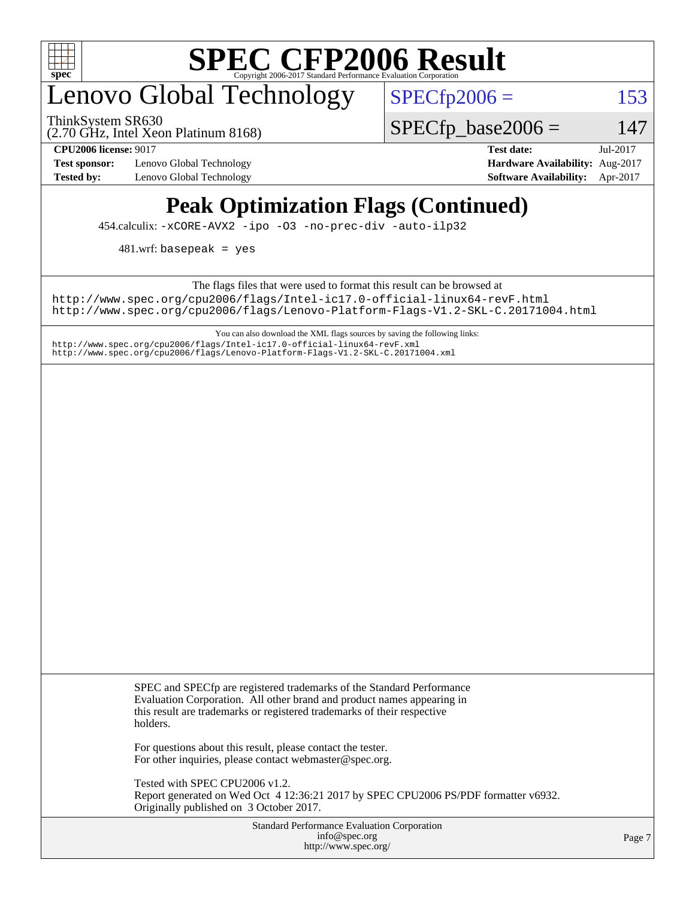# Peak Optimization Flags (Continued)

454.calculix: `-xCORE-AVX2 -ipo -O3 -no-prec-div -auto-ilp32`

481.wrf: `basepeak = yes`

The flags files that were used to format this result can be browsed at
http://www.spec.org/cpu2006/flags/Intel-ic17.0-official-linux64-revF.html
http://www.spec.org/cpu2006/flags/Lenovo-Platform-Flags-V1.2-SKL-C.20171004.html

You can also download the XML flags sources by saving the following links:
http://www.spec.org/cpu2006/flags/Intel-ic17.0-official-linux64-revF.xml
http://www.spec.org/cpu2006/flags/Lenovo-Platform-Flags-V1.2-SKL-C.20171004.xml

SPEC and SPECfp are registered trademarks of the Standard Performance Evaluation Corporation. All other brand and product names appearing in this result are trademarks or registered trademarks of their respective holders.

For questions about this result, please contact the tester.
For other inquiries, please contact webmaster@spec.org.

Tested with SPEC CPU2006 v1.2.
Report generated on Wed Oct 4 12:36:21 2017 by SPEC CPU2006 PS/PDF formatter v6932.
Originally published on 3 October 2017.